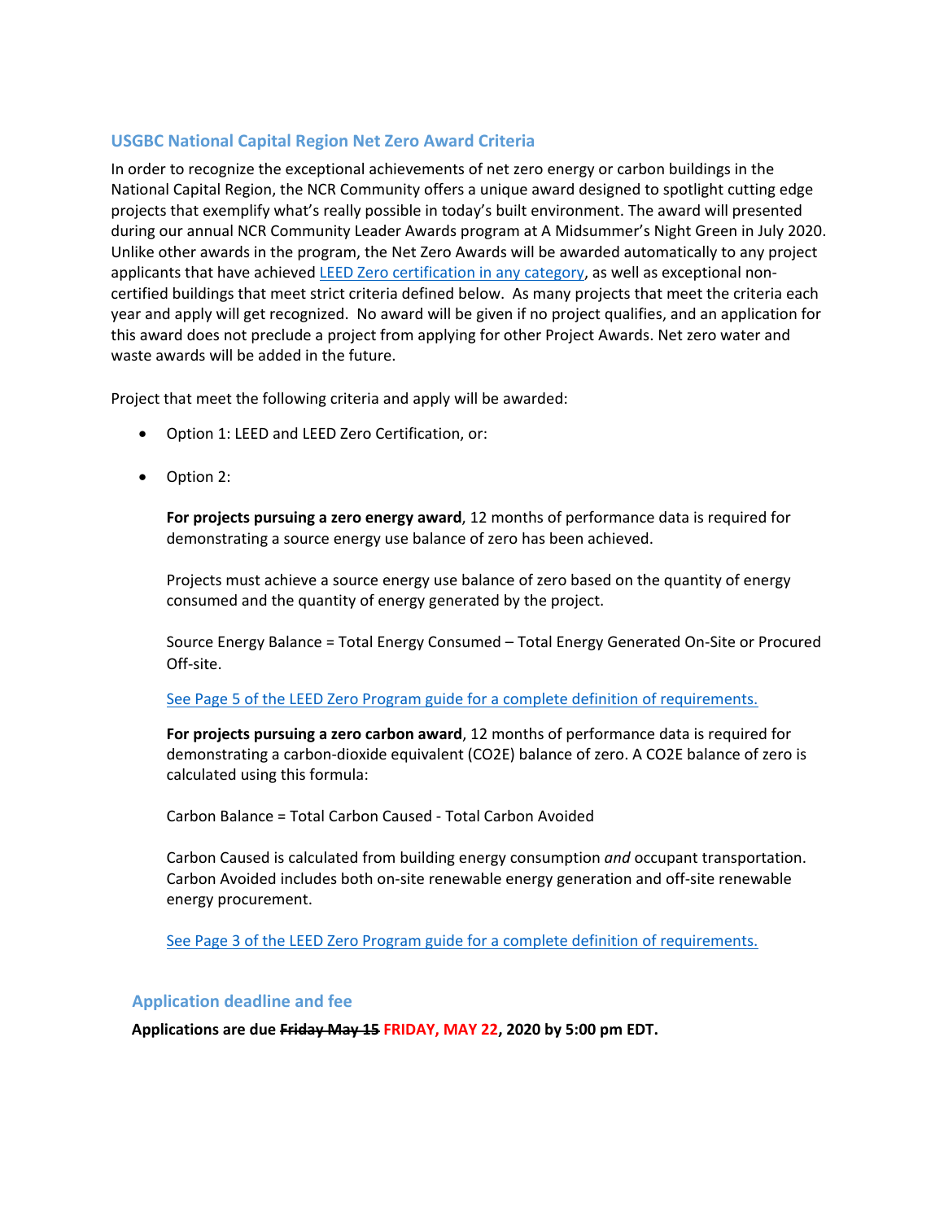## USGBC National Capital Region Net Zero Award Criteria

In order to recognize the exceptional achievements of net zero energy or carbon buildings in the National Capital Region, the NCR Community offers a unique award designed to spotlight cutting edge projects that exemplify what's really possible in today's built environment. The award will presented during our annual NCR Community Leader Awards program at A Midsummer's Night Green in July 2020. Unlike other awards in the program, the Net Zero Awards will be awarded automatically to any project applicants that have achieved [LEED Zero certification in any category](), as well as exceptional non-certified buildings that meet strict criteria defined below. As many projects that meet the criteria each year and apply will get recognized. No award will be given if no project qualifies, and an application for this award does not preclude a project from applying for other Project Awards. Net zero water and waste awards will be added in the future.

Project that meet the following criteria and apply will be awarded:

- Option 1: LEED and LEED Zero Certification, or:
- Option 2:

  **For projects pursuing a zero energy award**, 12 months of performance data is required for demonstrating a source energy use balance of zero has been achieved.

  Projects must achieve a source energy use balance of zero based on the quantity of energy consumed and the quantity of energy generated by the project.

  Source Energy Balance = Total Energy Consumed – Total Energy Generated On-Site or Procured Off-site.

  [See Page 5 of the LEED Zero Program guide for a complete definition of requirements.]()

  **For projects pursuing a zero carbon award**, 12 months of performance data is required for demonstrating a carbon-dioxide equivalent (CO2E) balance of zero. A CO2E balance of zero is calculated using this formula:

  Carbon Balance = Total Carbon Caused - Total Carbon Avoided

  Carbon Caused is calculated from building energy consumption *and* occupant transportation. Carbon Avoided includes both on-site renewable energy generation and off-site renewable energy procurement.

  [See Page 3 of the LEED Zero Program guide for a complete definition of requirements.]()

## Application deadline and fee

**Applications are due ~~Friday May 15~~ FRIDAY, MAY 22, 2020 by 5:00 pm EDT.**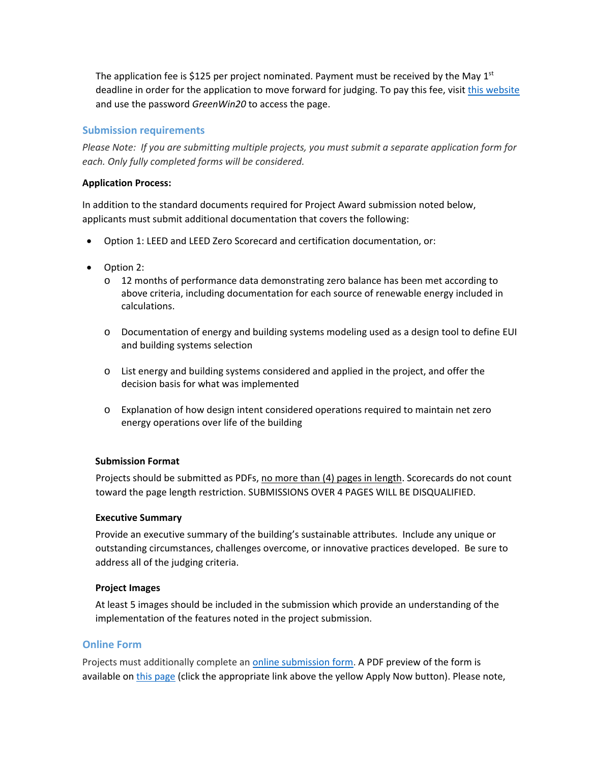The application fee is $125 per project nominated. Payment must be received by the May 1st deadline in order for the application to move forward for judging. To pay this fee, visit [this website] and use the password *GreenWin20* to access the page.

## Submission requirements

*Please Note: If you are submitting multiple projects, you must submit a separate application form for each. Only fully completed forms will be considered.*

**Application Process:**

In addition to the standard documents required for Project Award submission noted below, applicants must submit additional documentation that covers the following:

- Option 1: LEED and LEED Zero Scorecard and certification documentation, or:
- Option 2:
  - 12 months of performance data demonstrating zero balance has been met according to above criteria, including documentation for each source of renewable energy included in calculations.
  - Documentation of energy and building systems modeling used as a design tool to define EUI and building systems selection
  - List energy and building systems considered and applied in the project, and offer the decision basis for what was implemented
  - Explanation of how design intent considered operations required to maintain net zero energy operations over life of the building

### Submission Format

Projects should be submitted as PDFs, no more than (4) pages in length. Scorecards do not count toward the page length restriction. SUBMISSIONS OVER 4 PAGES WILL BE DISQUALIFIED.

### Executive Summary

Provide an executive summary of the building's sustainable attributes. Include any unique or outstanding circumstances, challenges overcome, or innovative practices developed. Be sure to address all of the judging criteria.

### Project Images

At least 5 images should be included in the submission which provide an understanding of the implementation of the features noted in the project submission.

## Online Form

Projects must additionally complete an [online submission form]. A PDF preview of the form is available on [this page] (click the appropriate link above the yellow Apply Now button). Please note,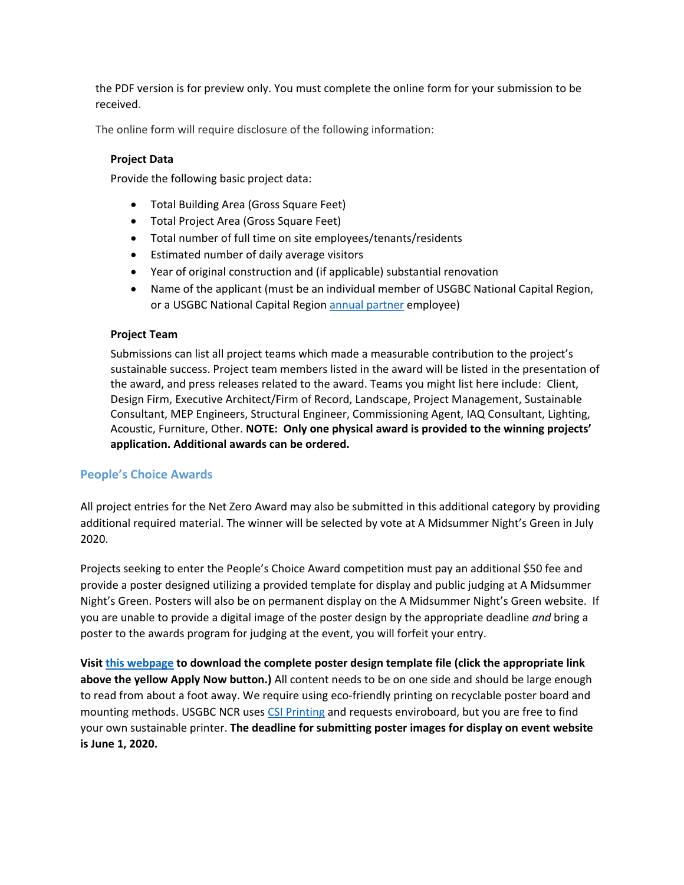the PDF version is for preview only. You must complete the online form for your submission to be received.

The online form will require disclosure of the following information:

**Project Data**

Provide the following basic project data:

- Total Building Area (Gross Square Feet)
- Total Project Area (Gross Square Feet)
- Total number of full time on site employees/tenants/residents
- Estimated number of daily average visitors
- Year of original construction and (if applicable) substantial renovation
- Name of the applicant (must be an individual member of USGBC National Capital Region, or a USGBC National Capital Region annual partner employee)

**Project Team**

Submissions can list all project teams which made a measurable contribution to the project's sustainable success. Project team members listed in the award will be listed in the presentation of the award, and press releases related to the award. Teams you might list here include: Client, Design Firm, Executive Architect/Firm of Record, Landscape, Project Management, Sustainable Consultant, MEP Engineers, Structural Engineer, Commissioning Agent, IAQ Consultant, Lighting, Acoustic, Furniture, Other. **NOTE: Only one physical award is provided to the winning projects' application. Additional awards can be ordered.**

## People's Choice Awards

All project entries for the Net Zero Award may also be submitted in this additional category by providing additional required material. The winner will be selected by vote at A Midsummer Night's Green in July 2020.

Projects seeking to enter the People's Choice Award competition must pay an additional $50 fee and provide a poster designed utilizing a provided template for display and public judging at A Midsummer Night's Green. Posters will also be on permanent display on the A Midsummer Night's Green website. If you are unable to provide a digital image of the poster design by the appropriate deadline *and* bring a poster to the awards program for judging at the event, you will forfeit your entry.

**Visit this webpage to download the complete poster design template file (click the appropriate link above the yellow Apply Now button.)** All content needs to be on one side and should be large enough to read from about a foot away. We require using eco-friendly printing on recyclable poster board and mounting methods. USGBC NCR uses CSI Printing and requests enviroboard, but you are free to find your own sustainable printer. **The deadline for submitting poster images for display on event website is June 1, 2020.**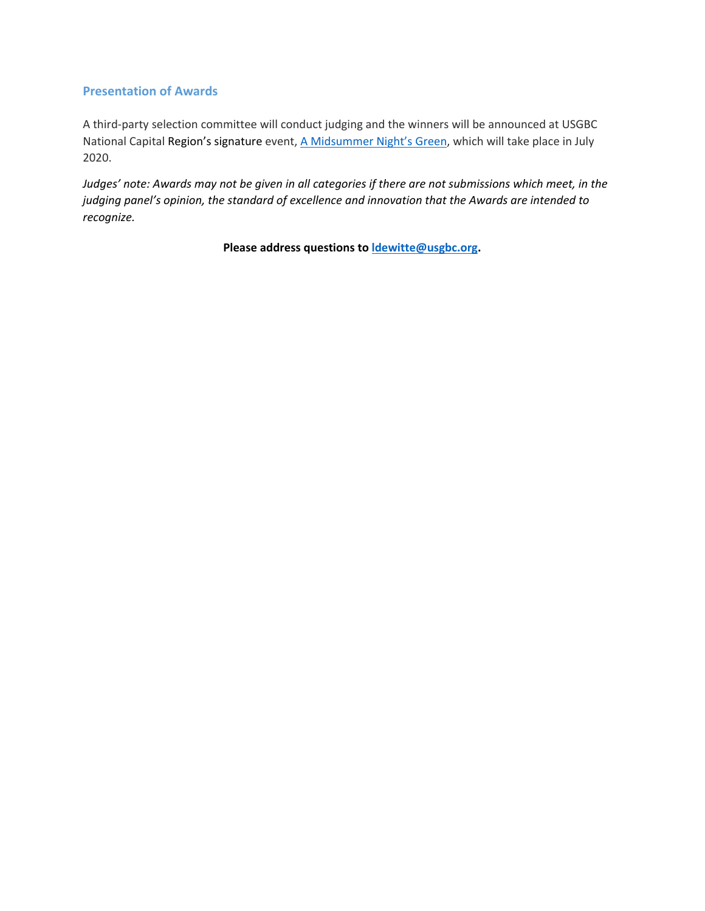## Presentation of Awards

A third-party selection committee will conduct judging and the winners will be announced at USGBC National Capital Region's signature event, A Midsummer Night's Green, which will take place in July 2020.

*Judges' note: Awards may not be given in all categories if there are not submissions which meet, in the judging panel's opinion, the standard of excellence and innovation that the Awards are intended to recognize.*

**Please address questions to ldewitte@usgbc.org.**